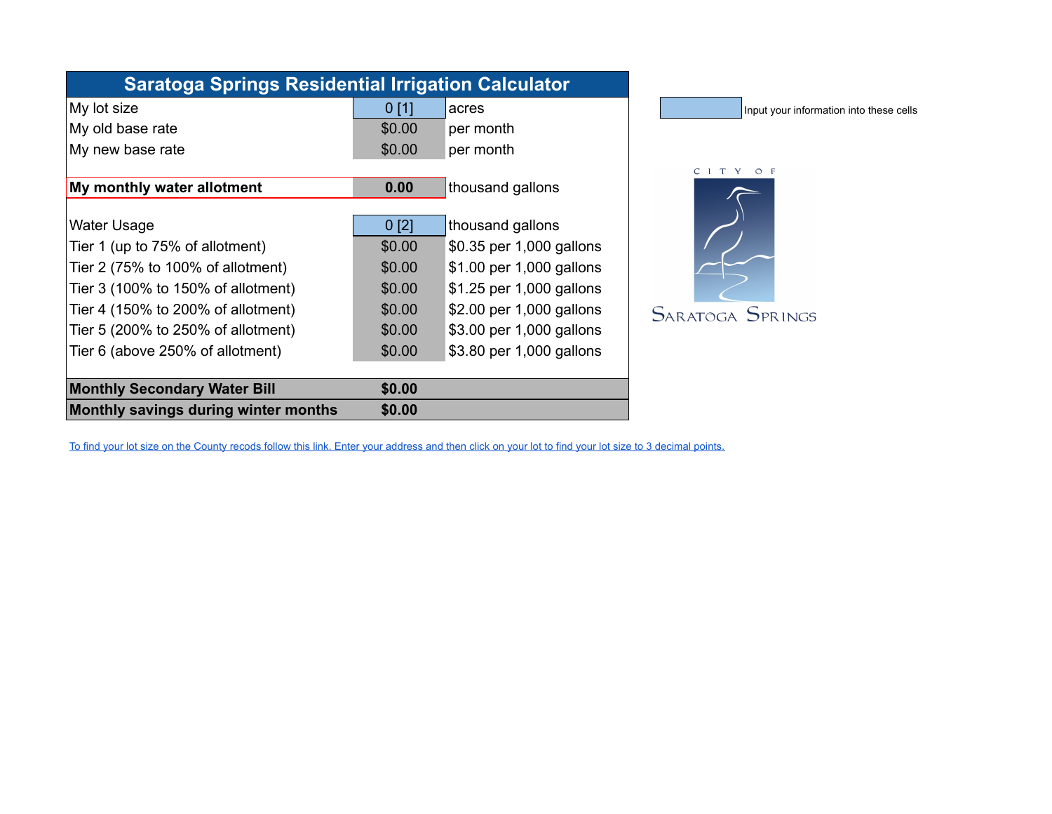# Saratoga Springs Residential Irrigation Calculator

| | | |
|---|---|---|
| My lot size | 0 [1] | acres |
| My old base rate | $0.00 | per month |
| My new base rate | $0.00 | per month |
| | | |
| **My monthly water allotment** | **0.00** | thousand gallons |
| | | |
| Water Usage | 0 [2] | thousand gallons |
| Tier 1 (up to 75% of allotment) | $0.00 | $0.35 per 1,000 gallons |
| Tier 2 (75% to 100% of allotment) | $0.00 | $1.00 per 1,000 gallons |
| Tier 3 (100% to 150% of allotment) | $0.00 | $1.25 per 1,000 gallons |
| Tier 4 (150% to 200% of allotment) | $0.00 | $2.00 per 1,000 gallons |
| Tier 5 (200% to 250% of allotment) | $0.00 | $3.00 per 1,000 gallons |
| Tier 6 (above 250% of allotment) | $0.00 | $3.80 per 1,000 gallons |
| | | |
| **Monthly Secondary Water Bill** | **$0.00** | |
| **Monthly savings during winter months** | **$0.00** | |

Input your information into these cells

CITY OF SARATOGA SPRINGS

To find your lot size on the County recods follow this link. Enter your address and then click on your lot to find your lot size to 3 decimal points.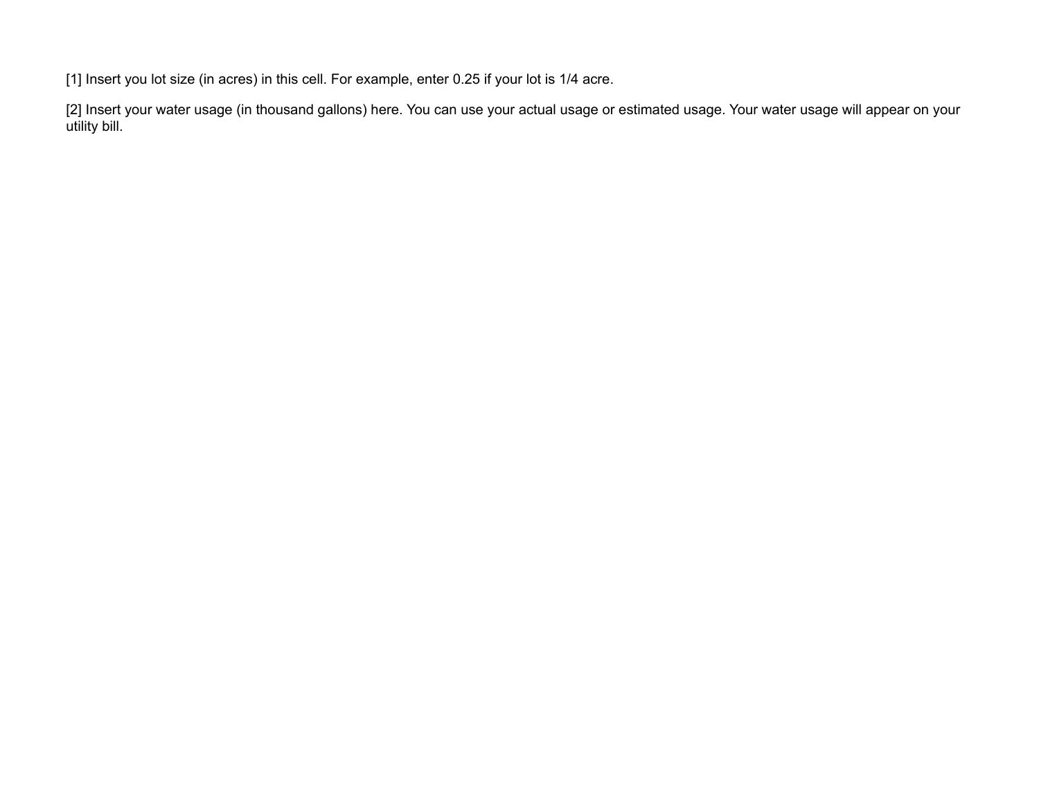[1] Insert you lot size (in acres) in this cell. For example, enter 0.25 if your lot is 1/4 acre.

[2] Insert your water usage (in thousand gallons) here. You can use your actual usage or estimated usage. Your water usage will appear on your utility bill.